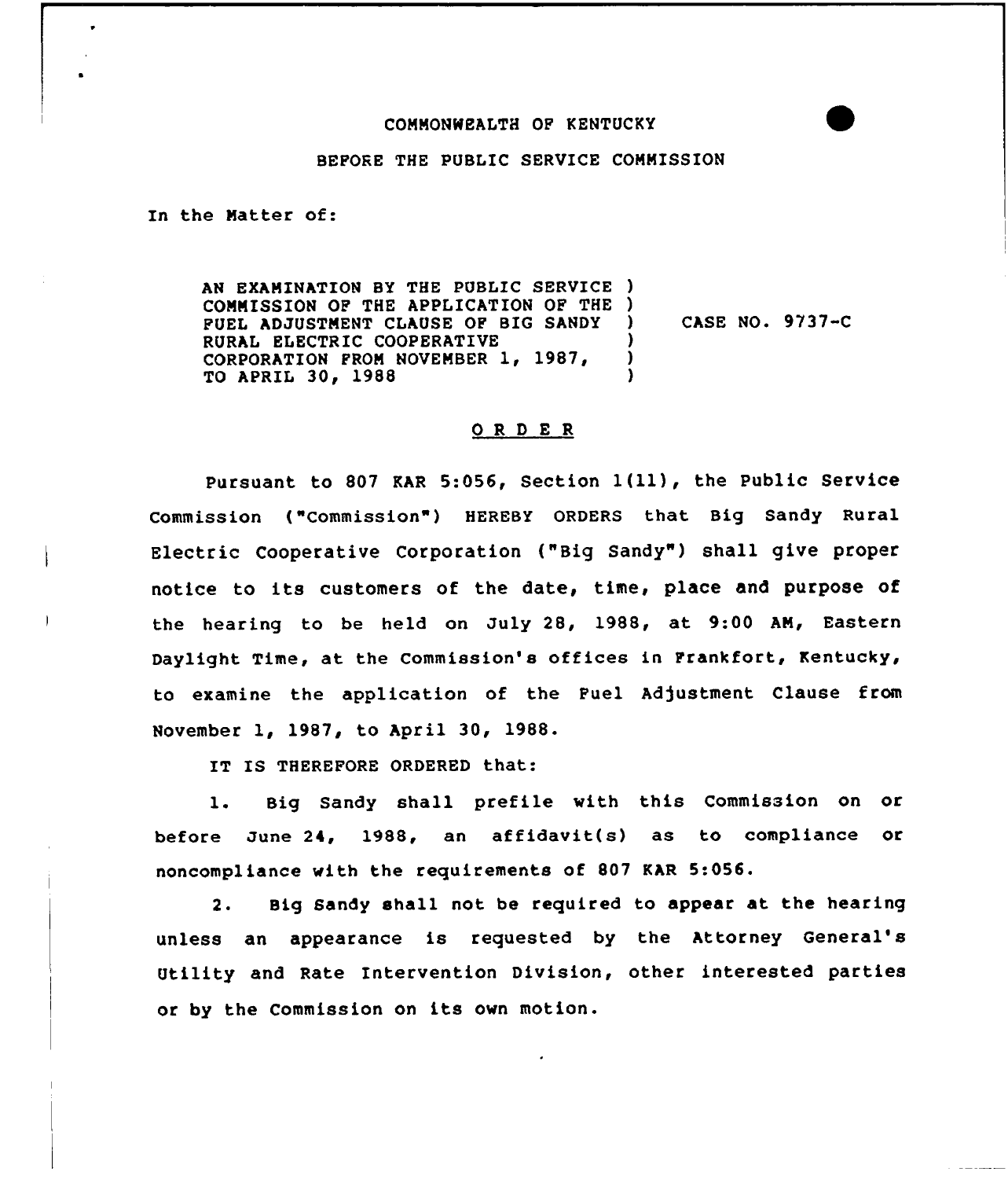COMMONWEALTH OF KENTUCKY

BEFORE THE PUBLIC SERVICE COMMISSION

In the Matter of:

AN EXAMINATION BY THE PUBLIC SERVICE COMMISSION OF THE APPLICATION OF THE FUEL ADJUSTMENT CLAUSE OF BIG SANDY RURAL ELECTRIC COOPERATIVE CORPORATION FROM NOVEMBER 1, 1987, TO APRIL 30, 1988 ) CASE NO. 9737-C

# O R D E R

Pursuant to 807 KAR 5:056, Section 1(11), the Public Service Commission ("Commission") HEREBY ORDERS that Big Sandy Rural Electric Cooperative Corporation ("Big Sandy") shall give proper notice to its customers of the date, time, place and purpose of the hearing to be held on July 28, 1988, at 9:00 AM, Eastern Daylight Time, at the Commission's offices in Frankfort, Kentucky, to examine the application of the Fuel Adjustment Clause from November 1, 1987, to April 30, 1988.

IT IS THEREFORE ORDERED that:

1. Big Sandy shall prefile with this Commission on or before June 24, 1988, an affidavit(s) as to compliance or noncompliance with the requirements of 807 KAR 5:056.

2. Big Sandy shall not be required to appear at the hearing unless an appearance is requested by the Attorney General's Utility and Rate Intervention Division, other interested parties or by the Commission on its own motion.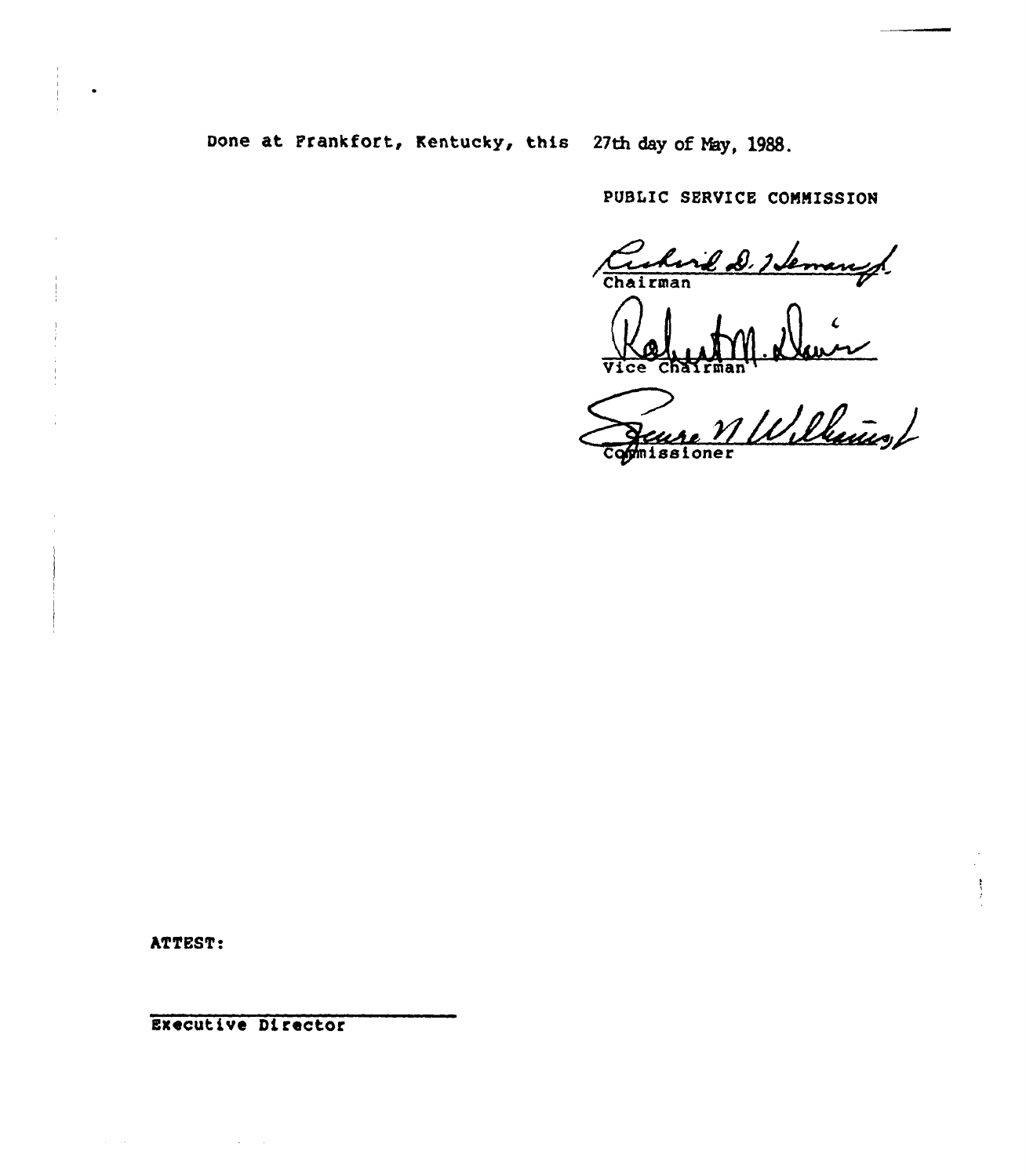Done at Frankfort, Kentucky, this 27th day of May, 1988.

PUBLIC SERVICE COMMISSION

Chairman

Vice Chairman

Commissioner

ATTEST:

Executive Director